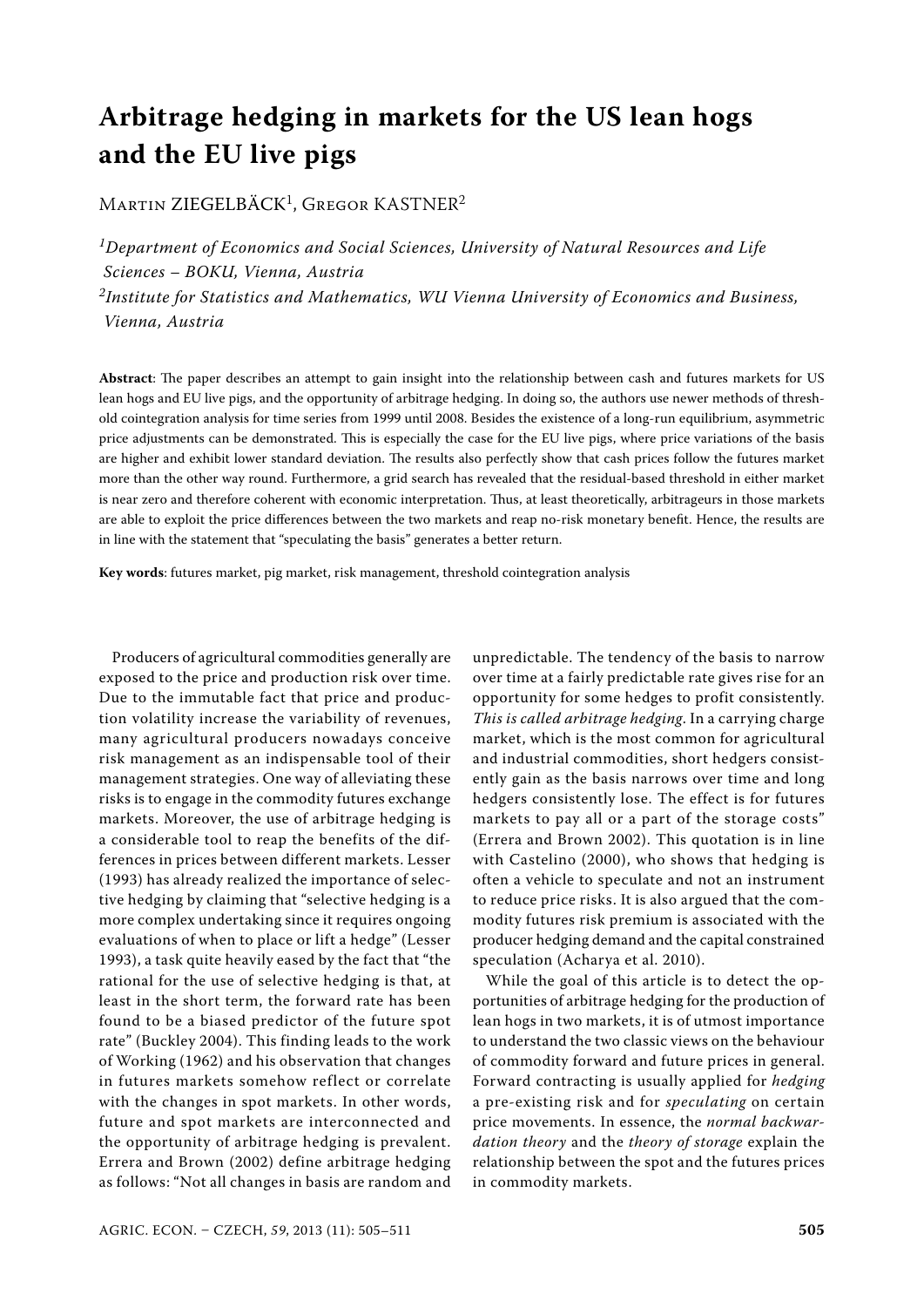# Arbitrage hedging in markets for the US lean hogs and the EU live pigs

Martin ZIEGELBÄCK[1], Gregor KASTNER[2]

[1]*Department of Economics and Social Sciences, University of Natural Resources and Life Sciences – BOKU, Vienna, Austria*

[2]*Institute for Statistics and Mathematics, WU Vienna University of Economics and Business, Vienna, Austria*

**Abstract**: The paper describes an attempt to gain insight into the relationship between cash and futures markets for US lean hogs and EU live pigs, and the opportunity of arbitrage hedging. In doing so, the authors use newer methods of threshold cointegration analysis for time series from 1999 until 2008. Besides the existence of a long-run equilibrium, asymmetric price adjustments can be demonstrated. This is especially the case for the EU live pigs, where price variations of the basis are higher and exhibit lower standard deviation. The results also perfectly show that cash prices follow the futures market more than the other way round. Furthermore, a grid search has revealed that the residual-based threshold in either market is near zero and therefore coherent with economic interpretation. Thus, at least theoretically, arbitrageurs in those markets are able to exploit the price differences between the two markets and reap no-risk monetary benefit. Hence, the results are in line with the statement that "speculating the basis" generates a better return.

**Key words**: futures market, pig market, risk management, threshold cointegration analysis

Producers of agricultural commodities generally are exposed to the price and production risk over time. Due to the immutable fact that price and production volatility increase the variability of revenues, many agricultural producers nowadays conceive risk management as an indispensable tool of their management strategies. One way of alleviating these risks is to engage in the commodity futures exchange markets. Moreover, the use of arbitrage hedging is a considerable tool to reap the benefits of the differences in prices between different markets. Lesser (1993) has already realized the importance of selective hedging by claiming that "selective hedging is a more complex undertaking since it requires ongoing evaluations of when to place or lift a hedge" (Lesser 1993), a task quite heavily eased by the fact that "the rational for the use of selective hedging is that, at least in the short term, the forward rate has been found to be a biased predictor of the future spot rate" (Buckley 2004). This finding leads to the work of Working (1962) and his observation that changes in futures markets somehow reflect or correlate with the changes in spot markets. In other words, future and spot markets are interconnected and the opportunity of arbitrage hedging is prevalent. Errera and Brown (2002) define arbitrage hedging as follows: "Not all changes in basis are random and unpredictable. The tendency of the basis to narrow over time at a fairly predictable rate gives rise for an opportunity for some hedges to profit consistently. *This is called arbitrage hedging*. In a carrying charge market, which is the most common for agricultural and industrial commodities, short hedgers consistently gain as the basis narrows over time and long hedgers consistently lose. The effect is for futures markets to pay all or a part of the storage costs" (Errera and Brown 2002). This quotation is in line with Castelino (2000), who shows that hedging is often a vehicle to speculate and not an instrument to reduce price risks. It is also argued that the commodity futures risk premium is associated with the producer hedging demand and the capital constrained speculation (Acharya et al. 2010).

While the goal of this article is to detect the opportunities of arbitrage hedging for the production of lean hogs in two markets, it is of utmost importance to understand the two classic views on the behaviour of commodity forward and future prices in general. Forward contracting is usually applied for *hedging* a pre-existing risk and for *speculating* on certain price movements. In essence, the *normal backwardation theory* and the *theory of storage* explain the relationship between the spot and the futures prices in commodity markets.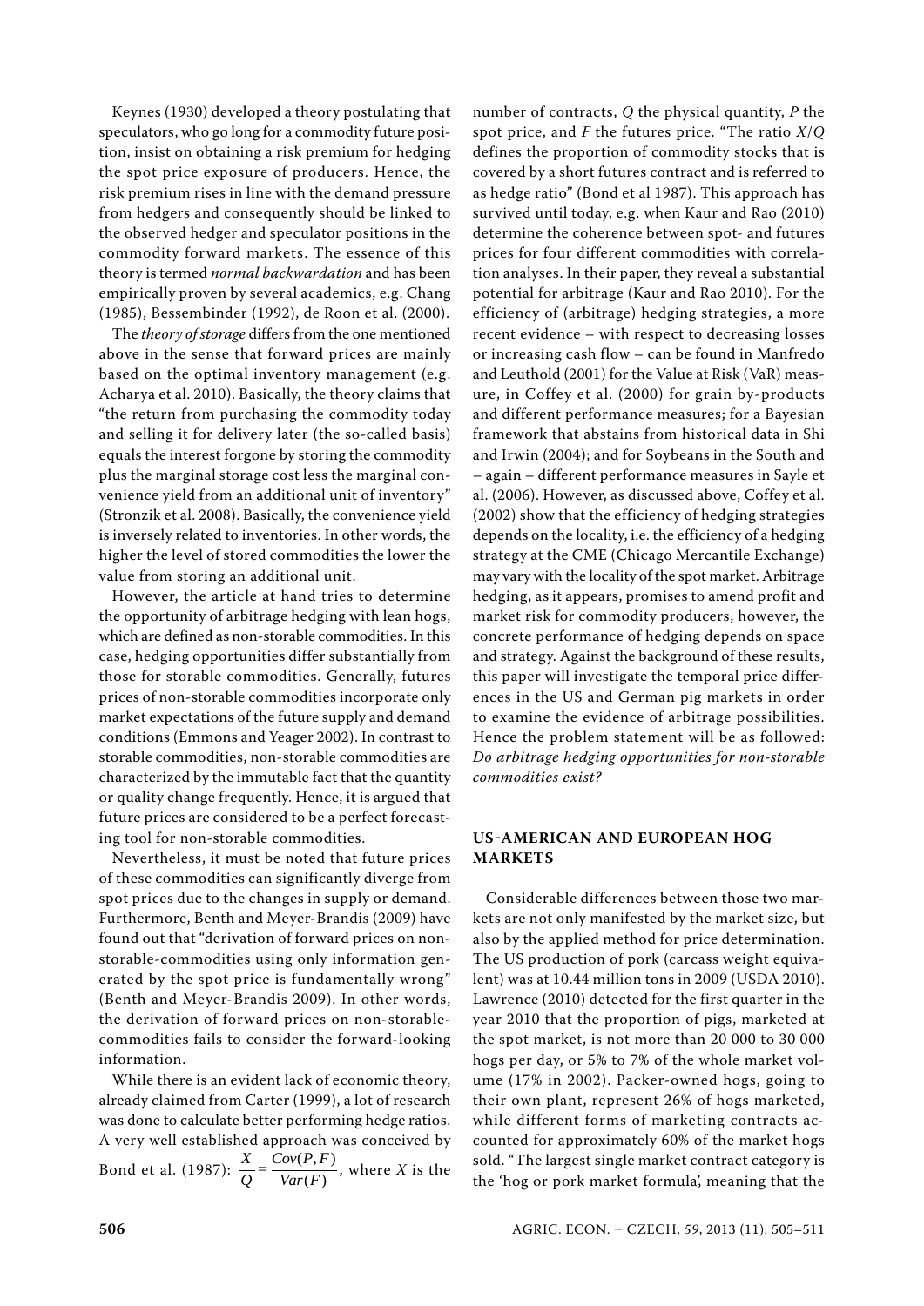Keynes (1930) developed a theory postulating that speculators, who go long for a commodity future position, insist on obtaining a risk premium for hedging the spot price exposure of producers. Hence, the risk premium rises in line with the demand pressure from hedgers and consequently should be linked to the observed hedger and speculator positions in the commodity forward markets. The essence of this theory is termed *normal backwardation* and has been empirically proven by several academics, e.g. Chang (1985), Bessembinder (1992), de Roon et al. (2000).

The *theory of storage* differs from the one mentioned above in the sense that forward prices are mainly based on the optimal inventory management (e.g. Acharya et al. 2010). Basically, the theory claims that "the return from purchasing the commodity today and selling it for delivery later (the so-called basis) equals the interest forgone by storing the commodity plus the marginal storage cost less the marginal convenience yield from an additional unit of inventory" (Stronzik et al. 2008). Basically, the convenience yield is inversely related to inventories. In other words, the higher the level of stored commodities the lower the value from storing an additional unit.

However, the article at hand tries to determine the opportunity of arbitrage hedging with lean hogs, which are defined as non-storable commodities. In this case, hedging opportunities differ substantially from those for storable commodities. Generally, futures prices of non-storable commodities incorporate only market expectations of the future supply and demand conditions (Emmons and Yeager 2002). In contrast to storable commodities, non-storable commodities are characterized by the immutable fact that the quantity or quality change frequently. Hence, it is argued that future prices are considered to be a perfect forecasting tool for non-storable commodities.

Nevertheless, it must be noted that future prices of these commodities can significantly diverge from spot prices due to the changes in supply or demand. Furthermore, Benth and Meyer-Brandis (2009) have found out that "derivation of forward prices on non-storable-commodities using only information generated by the spot price is fundamentally wrong" (Benth and Meyer-Brandis 2009). In other words, the derivation of forward prices on non-storable-commodities fails to consider the forward-looking information.

While there is an evident lack of economic theory, already claimed from Carter (1999), a lot of research was done to calculate better performing hedge ratios. A very well established approach was conceived by Bond et al. (1987): $\frac{X}{Q} = \frac{Cov(P,F)}{Var(F)}$, where $X$ is the number of contracts, $Q$ the physical quantity, $P$ the spot price, and $F$ the futures price. "The ratio $X/Q$ defines the proportion of commodity stocks that is covered by a short futures contract and is referred to as hedge ratio" (Bond et al 1987). This approach has survived until today, e.g. when Kaur and Rao (2010) determine the coherence between spot- and futures prices for four different commodities with correlation analyses. In their paper, they reveal a substantial potential for arbitrage (Kaur and Rao 2010). For the efficiency of (arbitrage) hedging strategies, a more recent evidence – with respect to decreasing losses or increasing cash flow – can be found in Manfredo and Leuthold (2001) for the Value at Risk (VaR) measure, in Coffey et al. (2000) for grain by-products and different performance measures; for a Bayesian framework that abstains from historical data in Shi and Irwin (2004); and for Soybeans in the South and – again – different performance measures in Sayle et al. (2006). However, as discussed above, Coffey et al. (2002) show that the efficiency of hedging strategies depends on the locality, i.e. the efficiency of a hedging strategy at the CME (Chicago Mercantile Exchange) may vary with the locality of the spot market. Arbitrage hedging, as it appears, promises to amend profit and market risk for commodity producers, however, the concrete performance of hedging depends on space and strategy. Against the background of these results, this paper will investigate the temporal price differences in the US and German pig markets in order to examine the evidence of arbitrage possibilities. Hence the problem statement will be as followed: *Do arbitrage hedging opportunities for non-storable commodities exist?*

## US-AMERICAN AND EUROPEAN HOG MARKETS

Considerable differences between those two markets are not only manifested by the market size, but also by the applied method for price determination. The US production of pork (carcass weight equivalent) was at 10.44 million tons in 2009 (USDA 2010). Lawrence (2010) detected for the first quarter in the year 2010 that the proportion of pigs, marketed at the spot market, is not more than 20 000 to 30 000 hogs per day, or 5% to 7% of the whole market volume (17% in 2002). Packer-owned hogs, going to their own plant, represent 26% of hogs marketed, while different forms of marketing contracts accounted for approximately 60% of the market hogs sold. "The largest single market contract category is the 'hog or pork market formula', meaning that the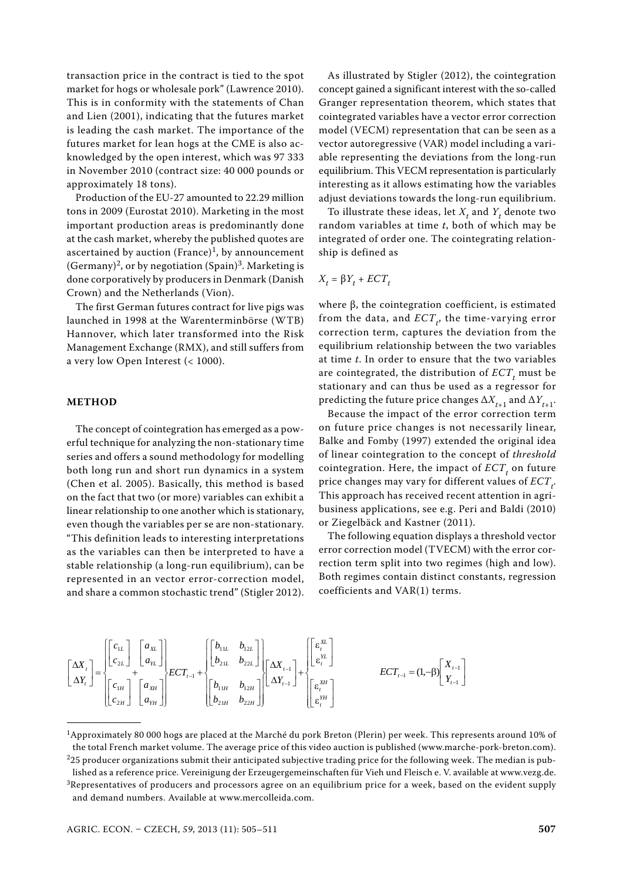transaction price in the contract is tied to the spot market for hogs or wholesale pork" (Lawrence 2010). This is in conformity with the statements of Chan and Lien (2001), indicating that the futures market is leading the cash market. The importance of the futures market for lean hogs at the CME is also acknowledged by the open interest, which was 97 333 in November 2010 (contract size: 40 000 pounds or approximately 18 tons).

Production of the EU-27 amounted to 22.29 million tons in 2009 (Eurostat 2010). Marketing in the most important production areas is predominantly done at the cash market, whereby the published quotes are ascertained by auction (France)[1], by announcement (Germany)[2], or by negotiation (Spain)[3]. Marketing is done corporatively by producers in Denmark (Danish Crown) and the Netherlands (Vion).

The first German futures contract for live pigs was launched in 1998 at the Warenterminbörse (WTB) Hannover, which later transformed into the Risk Management Exchange (RMX), and still suffers from a very low Open Interest (< 1000).

## METHOD

The concept of cointegration has emerged as a powerful technique for analyzing the non-stationary time series and offers a sound methodology for modelling both long run and short run dynamics in a system (Chen et al. 2005). Basically, this method is based on the fact that two (or more) variables can exhibit a linear relationship to one another which is stationary, even though the variables per se are non-stationary. "This definition leads to interesting interpretations as the variables can then be interpreted to have a stable relationship (a long-run equilibrium), can be represented in an vector error-correction model, and share a common stochastic trend" (Stigler 2012).

As illustrated by Stigler (2012), the cointegration concept gained a significant interest with the so-called Granger representation theorem, which states that cointegrated variables have a vector error correction model (VECM) representation that can be seen as a vector autoregressive (VAR) model including a variable representing the deviations from the long-run equilibrium. This VECM representation is particularly interesting as it allows estimating how the variables adjust deviations towards the long-run equilibrium.

To illustrate these ideas, let $X_t$ and $Y_t$ denote two random variables at time $t$, both of which may be integrated of order one. The cointegrating relationship is defined as

$$X_t = \beta Y_t + ECT_t$$

where $\beta$, the cointegration coefficient, is estimated from the data, and $ECT_t$, the time-varying error correction term, captures the deviation from the equilibrium relationship between the two variables at time $t$. In order to ensure that the two variables are cointegrated, the distribution of $ECT_t$ must be stationary and can thus be used as a regressor for predicting the future price changes $\Delta X_{t+1}$ and $\Delta Y_{t+1}$.

Because the impact of the error correction term on future price changes is not necessarily linear, Balke and Fomby (1997) extended the original idea of linear cointegration to the concept of *threshold* cointegration. Here, the impact of $ECT_t$ on future price changes may vary for different values of $ECT_t$. This approach has received recent attention in agribusiness applications, see e.g. Peri and Baldi (2010) or Ziegelbäck and Kastner (2011).

The following equation displays a threshold vector error correction model (TVECM) with the error correction term split into two regimes (high and low). Both regimes contain distinct constants, regression coefficients and VAR(1) terms.

$$\begin{bmatrix} \Delta X_t \\ \Delta Y_t \end{bmatrix} = \begin{Bmatrix} \begin{bmatrix} c_{1L} \\ c_{2L} \end{bmatrix} \\ \begin{bmatrix} c_{1H} \\ c_{2H} \end{bmatrix} \end{Bmatrix} + \begin{Bmatrix} \begin{bmatrix} a_{XL} \\ a_{YL} \end{bmatrix} \\ \begin{bmatrix} a_{XH} \\ a_{YH} \end{bmatrix} \end{Bmatrix} ECT_{t-1} + \begin{Bmatrix} \begin{bmatrix} b_{11L} & b_{12L} \\ b_{21L} & b_{22L} \end{bmatrix} \\ \begin{bmatrix} b_{11H} & b_{12H} \\ b_{21H} & b_{22H} \end{bmatrix} \end{Bmatrix} \begin{bmatrix} \Delta X_{t-1} \\ \Delta Y_{t-1} \end{bmatrix} + \begin{Bmatrix} \begin{bmatrix} \varepsilon_t^{XL} \\ \varepsilon_t^{YL} \end{bmatrix} \\ \begin{bmatrix} \varepsilon_t^{XH} \\ \varepsilon_t^{YH} \end{bmatrix} \end{Bmatrix} \qquad ECT_{t-1} = (1, -\beta) \begin{bmatrix} X_{t-1} \\ Y_{t-1} \end{bmatrix}$$

---

[1] Approximately 80 000 hogs are placed at the Marché du pork Breton (Plerin) per week. This represents around 10% of the total French market volume. The average price of this video auction is published (www.marche-pork-breton.com).

[2] 25 producer organizations submit their anticipated subjective trading price for the following week. The median is published as a reference price. Vereinigung der Erzeugergemeinschaften für Vieh und Fleisch e. V. available at www.vezg.de.

[3] Representatives of producers and processors agree on an equilibrium price for a week, based on the evident supply and demand numbers. Available at www.mercolleida.com.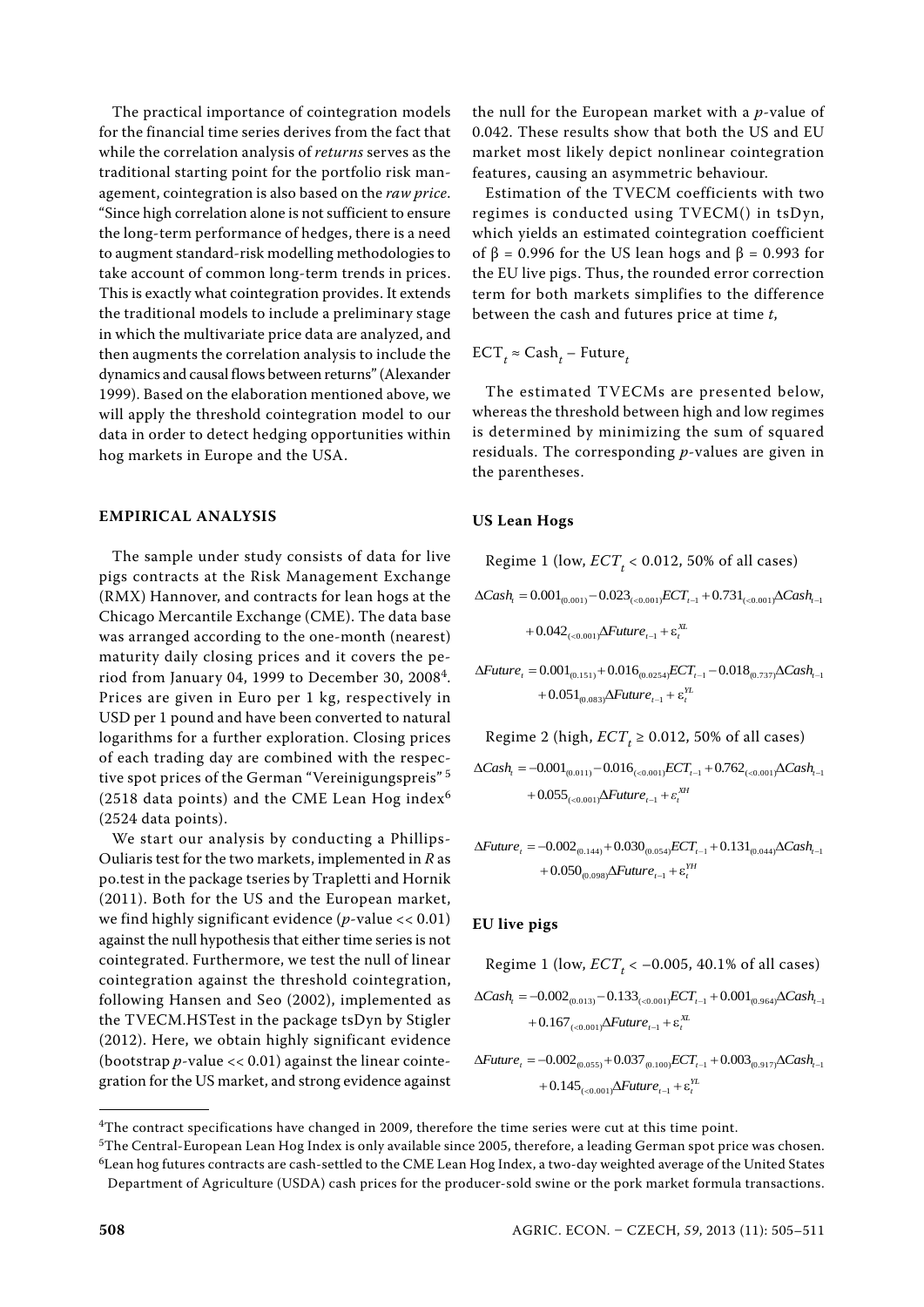The practical importance of cointegration models for the financial time series derives from the fact that while the correlation analysis of *returns* serves as the traditional starting point for the portfolio risk management, cointegration is also based on the *raw price*. "Since high correlation alone is not sufficient to ensure the long-term performance of hedges, there is a need to augment standard-risk modelling methodologies to take account of common long-term trends in prices. This is exactly what cointegration provides. It extends the traditional models to include a preliminary stage in which the multivariate price data are analyzed, and then augments the correlation analysis to include the dynamics and causal flows between returns" (Alexander 1999). Based on the elaboration mentioned above, we will apply the threshold cointegration model to our data in order to detect hedging opportunities within hog markets in Europe and the USA.

## EMPIRICAL ANALYSIS

The sample under study consists of data for live pigs contracts at the Risk Management Exchange (RMX) Hannover, and contracts for lean hogs at the Chicago Mercantile Exchange (CME). The data base was arranged according to the one-month (nearest) maturity daily closing prices and it covers the period from January 04, 1999 to December 30, 2008[4]. Prices are given in Euro per 1 kg, respectively in USD per 1 pound and have been converted to natural logarithms for a further exploration. Closing prices of each trading day are combined with the respective spot prices of the German "Vereinigungspreis" [5] (2518 data points) and the CME Lean Hog index[6] (2524 data points).

We start our analysis by conducting a Phillips-Ouliaris test for the two markets, implemented in *R* as po.test in the package tseries by Trapletti and Hornik (2011). Both for the US and the European market, we find highly significant evidence (*p*-value << 0.01) against the null hypothesis that either time series is not cointegrated. Furthermore, we test the null of linear cointegration against the threshold cointegration, following Hansen and Seo (2002), implemented as the TVECM.HSTest in the package tsDyn by Stigler (2012). Here, we obtain highly significant evidence (bootstrap *p*-value << 0.01) against the linear cointegration for the US market, and strong evidence against the null for the European market with a *p*-value of 0.042. These results show that both the US and EU market most likely depict nonlinear cointegration features, causing an asymmetric behaviour.

Estimation of the TVECM coefficients with two regimes is conducted using TVECM() in tsDyn, which yields an estimated cointegration coefficient of $\beta = 0.996$ for the US lean hogs and $\beta = 0.993$ for the EU live pigs. Thus, the rounded error correction term for both markets simplifies to the difference between the cash and futures price at time *t*,

$$\mathrm{ECT}_t \approx \mathrm{Cash}_t - \mathrm{Future}_t$$

The estimated TVECMs are presented below, whereas the threshold between high and low regimes is determined by minimizing the sum of squared residuals. The corresponding *p*-values are given in the parentheses.

### US Lean Hogs

Regime 1 (low, $ECT_t < 0.012$, 50% of all cases)

$$\Delta Cash_t = 0.001_{(0.001)} - 0.023_{(<0.001)} ECT_{t-1} + 0.731_{(<0.001)} \Delta Cash_{t-1} + 0.042_{(<0.001)} \Delta Future_{t-1} + \varepsilon_t^{XL}$$

$$\Delta Future_t = 0.001_{(0.151)} + 0.016_{(0.0254)} ECT_{t-1} - 0.018_{(0.737)} \Delta Cash_{t-1} + 0.051_{(0.083)} \Delta Future_{t-1} + \varepsilon_t^{YL}$$

Regime 2 (high, $ECT_t \geq 0.012$, 50% of all cases)

$$\Delta Cash_t = -0.001_{(0.011)} - 0.016_{(<0.001)} ECT_{t-1} + 0.762_{(<0.001)} \Delta Cash_{t-1} + 0.055_{(<0.001)} \Delta Future_{t-1} + \varepsilon_t^{XH}$$

$$\Delta Future_t = -0.002_{(0.144)} + 0.030_{(0.054)} ECT_{t-1} + 0.131_{(0.044)} \Delta Cash_{t-1} + 0.050_{(0.098)} \Delta Future_{t-1} + \varepsilon_t^{YH}$$

### EU live pigs

Regime 1 (low, $ECT_t < -0.005$, 40.1% of all cases)

$$\Delta Cash_t = -0.002_{(0.013)} - 0.133_{(<0.001)} ECT_{t-1} + 0.001_{(0.964)} \Delta Cash_{t-1} + 0.167_{(<0.001)} \Delta Future_{t-1} + \varepsilon_t^{XL}$$

$$\Delta Future_t = -0.002_{(0.055)} + 0.037_{(0.100)} ECT_{t-1} + 0.003_{(0.917)} \Delta Cash_{t-1} + 0.145_{(<0.001)} \Delta Future_{t-1} + \varepsilon_t^{YL}$$

---

[4]The contract specifications have changed in 2009, therefore the time series were cut at this time point.

[5]The Central-European Lean Hog Index is only available since 2005, therefore, a leading German spot price was chosen.

[6]Lean hog futures contracts are cash-settled to the CME Lean Hog Index, a two-day weighted average of the United States Department of Agriculture (USDA) cash prices for the producer-sold swine or the pork market formula transactions.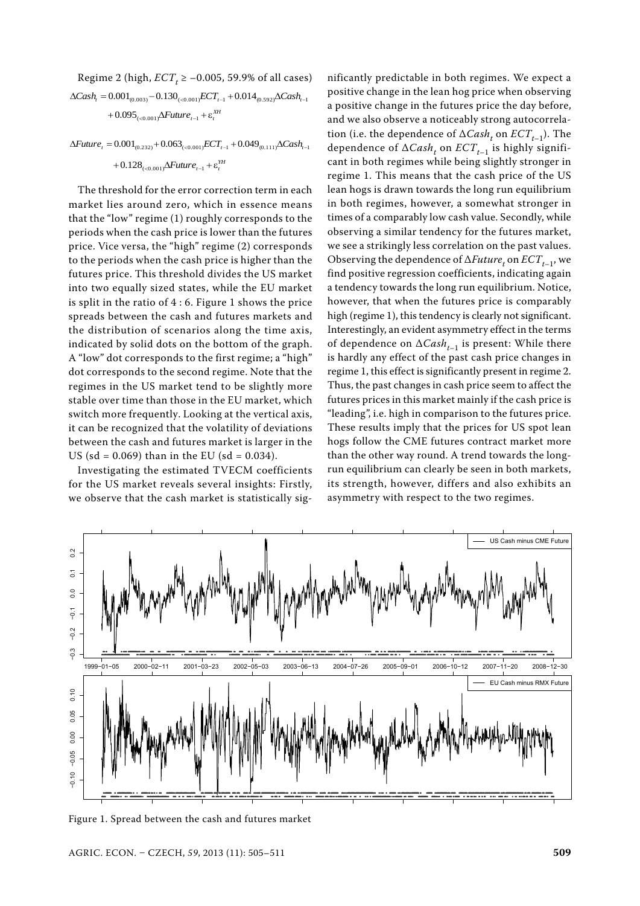Regime 2 (high, $ECT_t \geq -0.005$, 59.9% of all cases)

$$\Delta Cash_t = 0.001_{(0.003)} - 0.130_{(<0.001)} ECT_{t-1} + 0.014_{(0.592)} \Delta Cash_{t-1} + 0.095_{(<0.001)} \Delta Future_{t-1} + \varepsilon_t^{XH}$$

$$\Delta Future_t = 0.001_{(0.232)} + 0.063_{(<0.001)} ECT_{t-1} + 0.049_{(0.111)} \Delta Cash_{t-1} + 0.128_{(<0.001)} \Delta Future_{t-1} + \varepsilon_t^{YH}$$

The threshold for the error correction term in each market lies around zero, which in essence means that the "low" regime (1) roughly corresponds to the periods when the cash price is lower than the futures price. Vice versa, the "high" regime (2) corresponds to the periods when the cash price is higher than the futures price. This threshold divides the US market into two equally sized states, while the EU market is split in the ratio of 4 : 6. Figure 1 shows the price spreads between the cash and futures markets and the distribution of scenarios along the time axis, indicated by solid dots on the bottom of the graph. A "low" dot corresponds to the first regime; a "high" dot corresponds to the second regime. Note that the regimes in the US market tend to be slightly more stable over time than those in the EU market, which switch more frequently. Looking at the vertical axis, it can be recognized that the volatility of deviations between the cash and futures market is larger in the US (sd = 0.069) than in the EU (sd = 0.034).

Investigating the estimated TVECM coefficients for the US market reveals several insights: Firstly, we observe that the cash market is statistically significantly predictable in both regimes. We expect a positive change in the lean hog price when observing a positive change in the futures price the day before, and we also observe a noticeably strong autocorrelation (i.e. the dependence of $\Delta Cash_t$ on $ECT_{t-1}$). The dependence of $\Delta Cash_t$ on $ECT_{t-1}$ is highly significant in both regimes while being slightly stronger in regime 1. This means that the cash price of the US lean hogs is drawn towards the long run equilibrium in both regimes, however, a somewhat stronger in times of a comparably low cash value. Secondly, while observing a similar tendency for the futures market, we see a strikingly less correlation on the past values. Observing the dependence of $\Delta Future_t$ on $ECT_{t-1}$, we find positive regression coefficients, indicating again a tendency towards the long run equilibrium. Notice, however, that when the futures price is comparably high (regime 1), this tendency is clearly not significant. Interestingly, an evident asymmetry effect in the terms of dependence on $\Delta Cash_{t-1}$ is present: While there is hardly any effect of the past cash price changes in regime 1, this effect is significantly present in regime 2. Thus, the past changes in cash price seem to affect the futures prices in this market mainly if the cash price is "leading", i.e. high in comparison to the futures price. These results imply that the prices for US spot lean hogs follow the CME futures contract market more than the other way round. A trend towards the long-run equilibrium can clearly be seen in both markets, its strength, however, differs and also exhibits an asymmetry with respect to the two regimes.

Figure 1. Spread between the cash and futures market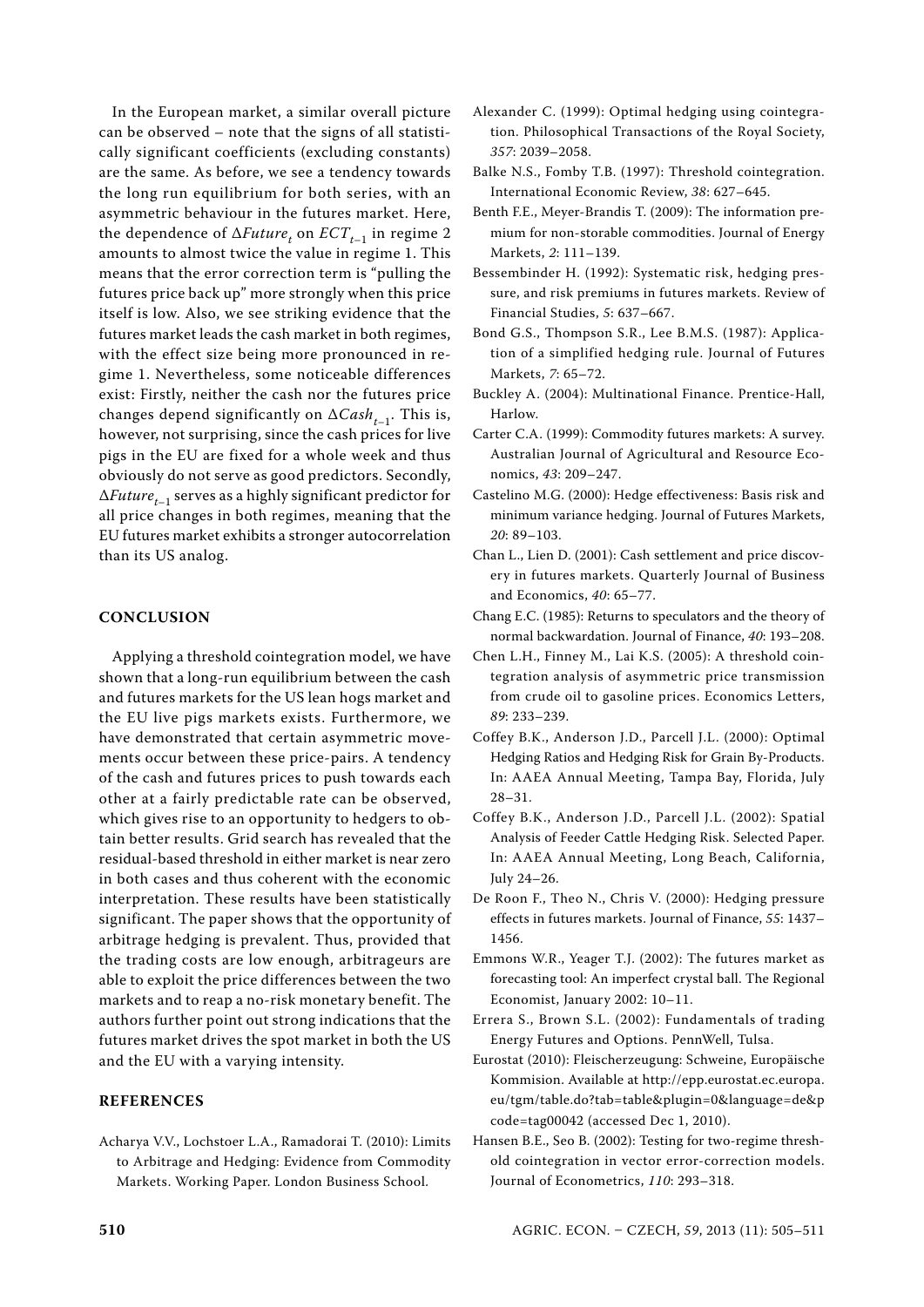In the European market, a similar overall picture can be observed – note that the signs of all statistically significant coefficients (excluding constants) are the same. As before, we see a tendency towards the long run equilibrium for both series, with an asymmetric behaviour in the futures market. Here, the dependence of $\Delta Future_t$ on $ECT_{t-1}$ in regime 2 amounts to almost twice the value in regime 1. This means that the error correction term is "pulling the futures price back up" more strongly when this price itself is low. Also, we see striking evidence that the futures market leads the cash market in both regimes, with the effect size being more pronounced in regime 1. Nevertheless, some noticeable differences exist: Firstly, neither the cash nor the futures price changes depend significantly on $\Delta Cash_{t-1}$. This is, however, not surprising, since the cash prices for live pigs in the EU are fixed for a whole week and thus obviously do not serve as good predictors. Secondly, $\Delta Future_{t-1}$ serves as a highly significant predictor for all price changes in both regimes, meaning that the EU futures market exhibits a stronger autocorrelation than its US analog.

## CONCLUSION

Applying a threshold cointegration model, we have shown that a long-run equilibrium between the cash and futures markets for the US lean hogs market and the EU live pigs markets exists. Furthermore, we have demonstrated that certain asymmetric movements occur between these price-pairs. A tendency of the cash and futures prices to push towards each other at a fairly predictable rate can be observed, which gives rise to an opportunity to hedgers to obtain better results. Grid search has revealed that the residual-based threshold in either market is near zero in both cases and thus coherent with the economic interpretation. These results have been statistically significant. The paper shows that the opportunity of arbitrage hedging is prevalent. Thus, provided that the trading costs are low enough, arbitrageurs are able to exploit the price differences between the two markets and to reap a no-risk monetary benefit. The authors further point out strong indications that the futures market drives the spot market in both the US and the EU with a varying intensity.

## REFERENCES

Acharya V.V., Lochstoer L.A., Ramadorai T. (2010): Limits to Arbitrage and Hedging: Evidence from Commodity Markets. Working Paper. London Business School.

Alexander C. (1999): Optimal hedging using cointegration. Philosophical Transactions of the Royal Society, *357*: 2039–2058.

Balke N.S., Fomby T.B. (1997): Threshold cointegration. International Economic Review, *38*: 627–645.

Benth F.E., Meyer-Brandis T. (2009): The information premium for non-storable commodities. Journal of Energy Markets, *2*: 111–139.

Bessembinder H. (1992): Systematic risk, hedging pressure, and risk premiums in futures markets. Review of Financial Studies, *5*: 637–667.

Bond G.S., Thompson S.R., Lee B.M.S. (1987): Application of a simplified hedging rule. Journal of Futures Markets, *7*: 65–72.

Buckley A. (2004): Multinational Finance. Prentice-Hall, Harlow.

Carter C.A. (1999): Commodity futures markets: A survey. Australian Journal of Agricultural and Resource Economics, *43*: 209–247.

Castelino M.G. (2000): Hedge effectiveness: Basis risk and minimum variance hedging. Journal of Futures Markets, *20*: 89–103.

Chan L., Lien D. (2001): Cash settlement and price discovery in futures markets. Quarterly Journal of Business and Economics, *40*: 65–77.

Chang E.C. (1985): Returns to speculators and the theory of normal backwardation. Journal of Finance, *40*: 193–208.

Chen L.H., Finney M., Lai K.S. (2005): A threshold cointegration analysis of asymmetric price transmission from crude oil to gasoline prices. Economics Letters, *89*: 233–239.

Coffey B.K., Anderson J.D., Parcell J.L. (2000): Optimal Hedging Ratios and Hedging Risk for Grain By-Products. In: AAEA Annual Meeting, Tampa Bay, Florida, July 28–31.

Coffey B.K., Anderson J.D., Parcell J.L. (2002): Spatial Analysis of Feeder Cattle Hedging Risk. Selected Paper. In: AAEA Annual Meeting, Long Beach, California, July 24–26.

De Roon F., Theo N., Chris V. (2000): Hedging pressure effects in futures markets. Journal of Finance, *55*: 1437–1456.

Emmons W.R., Yeager T.J. (2002): The futures market as forecasting tool: An imperfect crystal ball. The Regional Economist, January 2002: 10–11.

Errera S., Brown S.L. (2002): Fundamentals of trading Energy Futures and Options. PennWell, Tulsa.

Eurostat (2010): Fleischerzeugung: Schweine, Europäische Kommision. Available at http://epp.eurostat.ec.europa.eu/tgm/table.do?tab=table&plugin=0&language=de&pcode=tag00042 (accessed Dec 1, 2010).

Hansen B.E., Seo B. (2002): Testing for two-regime threshold cointegration in vector error-correction models. Journal of Econometrics, *110*: 293–318.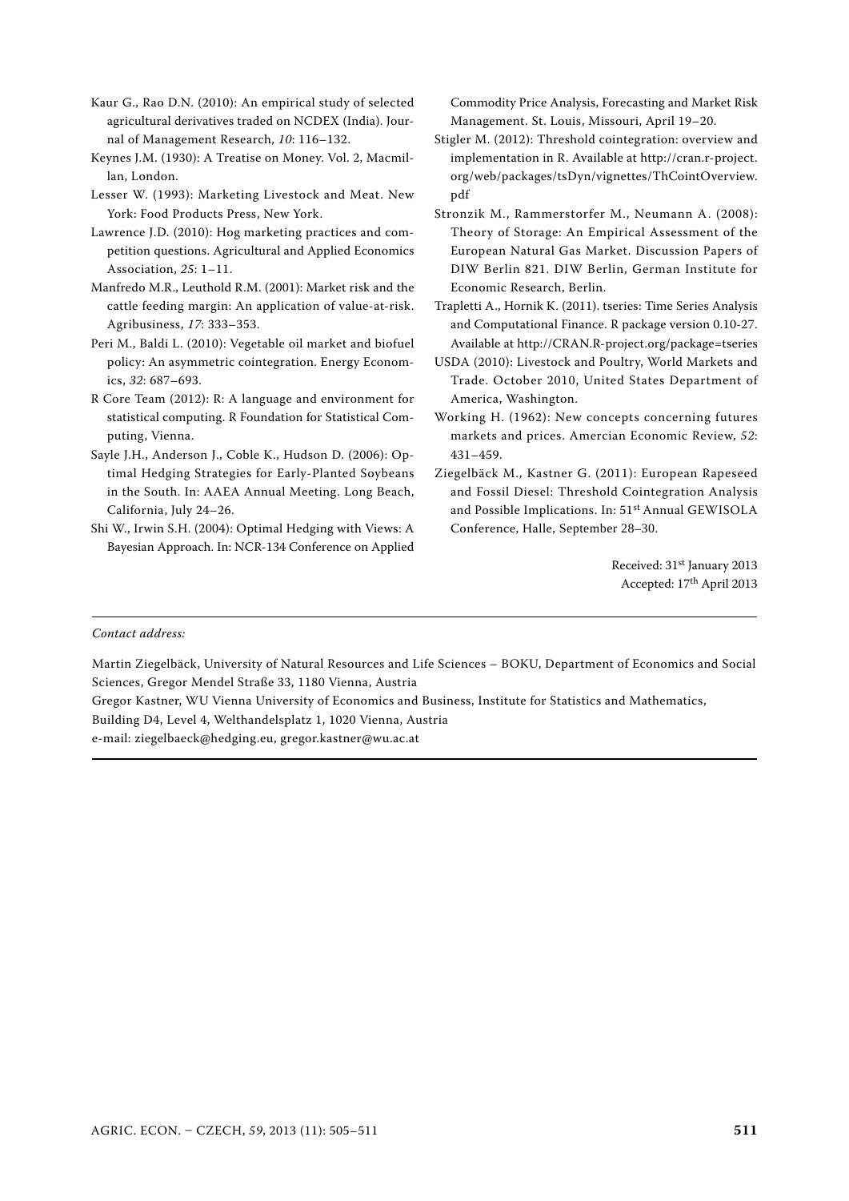Kaur G., Rao D.N. (2010): An empirical study of selected agricultural derivatives traded on NCDEX (India). Journal of Management Research, *10*: 116–132.

Keynes J.M. (1930): A Treatise on Money. Vol. 2, Macmillan, London.

Lesser W. (1993): Marketing Livestock and Meat. New York: Food Products Press, New York.

Lawrence J.D. (2010): Hog marketing practices and competition questions. Agricultural and Applied Economics Association, *25*: 1–11.

Manfredo M.R., Leuthold R.M. (2001): Market risk and the cattle feeding margin: An application of value-at-risk. Agribusiness, *17*: 333–353.

Peri M., Baldi L. (2010): Vegetable oil market and biofuel policy: An asymmetric cointegration. Energy Economics, *32*: 687–693.

R Core Team (2012): R: A language and environment for statistical computing. R Foundation for Statistical Computing, Vienna.

Sayle J.H., Anderson J., Coble K., Hudson D. (2006): Optimal Hedging Strategies for Early-Planted Soybeans in the South. In: AAEA Annual Meeting. Long Beach, California, July 24–26.

Shi W., Irwin S.H. (2004): Optimal Hedging with Views: A Bayesian Approach. In: NCR-134 Conference on Applied Commodity Price Analysis, Forecasting and Market Risk Management. St. Louis, Missouri, April 19–20.

Stigler M. (2012): Threshold cointegration: overview and implementation in R. Available at http://cran.r-project.org/web/packages/tsDyn/vignettes/ThCointOverview.pdf

Stronzik M., Rammerstorfer M., Neumann A. (2008): Theory of Storage: An Empirical Assessment of the European Natural Gas Market. Discussion Papers of DIW Berlin 821. DIW Berlin, German Institute for Economic Research, Berlin.

Trapletti A., Hornik K. (2011). tseries: Time Series Analysis and Computational Finance. R package version 0.10-27. Available at http://CRAN.R-project.org/package=tseries

USDA (2010): Livestock and Poultry, World Markets and Trade. October 2010, United States Department of America, Washington.

Working H. (1962): New concepts concerning futures markets and prices. Amercian Economic Review, *52*: 431–459.

Ziegelbäck M., Kastner G. (2011): European Rapeseed and Fossil Diesel: Threshold Cointegration Analysis and Possible Implications. In: 51st Annual GEWISOLA Conference, Halle, September 28–30.

Received: 31st January 2013
Accepted: 17th April 2013

*Contact address:*

Martin Ziegelbäck, University of Natural Resources and Life Sciences – BOKU, Department of Economics and Social Sciences, Gregor Mendel Straße 33, 1180 Vienna, Austria
Gregor Kastner, WU Vienna University of Economics and Business, Institute for Statistics and Mathematics, Building D4, Level 4, Welthandelsplatz 1, 1020 Vienna, Austria
e-mail: ziegelbaeck@hedging.eu, gregor.kastner@wu.ac.at